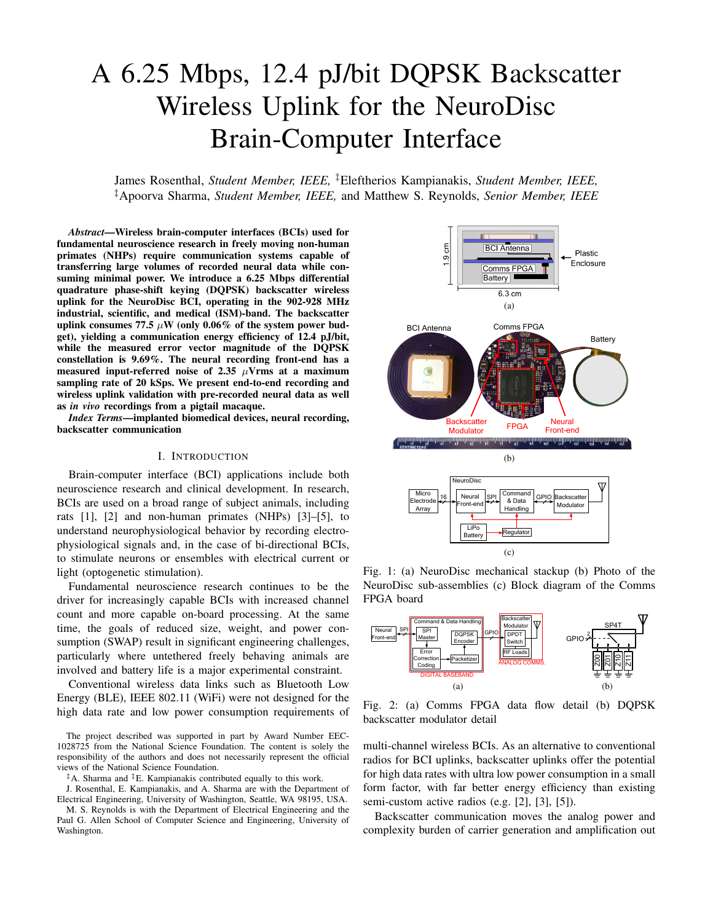# A 6.25 Mbps, 12.4 pJ/bit DQPSK Backscatter Wireless Uplink for the NeuroDisc Brain-Computer Interface

James Rosenthal, *Student Member, IEEE,* [‡]Eleftherios Kampianakis, *Student Member, IEEE,* [‡]Apoorva Sharma, *Student Member, IEEE,* and Matthew S. Reynolds, *Senior Member, IEEE*

***Abstract*—Wireless brain-computer interfaces (BCIs) used for fundamental neuroscience research in freely moving non-human primates (NHPs) require communication systems capable of transferring large volumes of recorded neural data while consuming minimal power. We introduce a 6.25 Mbps differential quadrature phase-shift keying (DQPSK) backscatter wireless uplink for the NeuroDisc BCI, operating in the 902-928 MHz industrial, scientific, and medical (ISM)-band. The backscatter uplink consumes 77.5 $\mu$W (only 0.06% of the system power budget), yielding a communication energy efficiency of 12.4 pJ/bit, while the measured error vector magnitude of the DQPSK constellation is 9.69%. The neural recording front-end has a measured input-referred noise of 2.35 $\mu$Vrms at a maximum sampling rate of 20 kSps. We present end-to-end recording and wireless uplink validation with pre-recorded neural data as well as *in vivo* recordings from a pigtail macaque.**

***Index Terms*—implanted biomedical devices, neural recording, backscatter communication**

## I. Introduction

Brain-computer interface (BCI) applications include both neuroscience research and clinical development. In research, BCIs are used on a broad range of subject animals, including rats [1], [2] and non-human primates (NHPs) [3]–[5], to understand neurophysiological behavior by recording electrophysiological signals and, in the case of bi-directional BCIs, to stimulate neurons or ensembles with electrical current or light (optogenetic stimulation).

Fundamental neuroscience research continues to be the driver for increasingly capable BCIs with increased channel count and more capable on-board processing. At the same time, the goals of reduced size, weight, and power consumption (SWAP) result in significant engineering challenges, particularly where untethered freely behaving animals are involved and battery life is a major experimental constraint.

Conventional wireless data links such as Bluetooth Low Energy (BLE), IEEE 802.11 (WiFi) were not designed for the high data rate and low power consumption requirements of multi-channel wireless BCIs. As an alternative to conventional radios for BCI uplinks, backscatter uplinks offer the potential for high data rates with ultra low power consumption in a small form factor, with far better energy efficiency than existing semi-custom active radios (e.g. [2], [3], [5]).

Backscatter communication moves the analog power and complexity burden of carrier generation and amplification out

Fig. 1: (a) NeuroDisc mechanical stackup (b) Photo of the NeuroDisc sub-assemblies (c) Block diagram of the Comms FPGA board

Fig. 2: (a) Comms FPGA data flow detail (b) DQPSK backscatter modulator detail

The project described was supported in part by Award Number EEC-1028725 from the National Science Foundation. The content is solely the responsibility of the authors and does not necessarily represent the official views of the National Science Foundation.

[‡]A. Sharma and [‡]E. Kampianakis contributed equally to this work.

J. Rosenthal, E. Kampianakis, and A. Sharma are with the Department of Electrical Engineering, University of Washington, Seattle, WA 98195, USA.

M. S. Reynolds is with the Department of Electrical Engineering and the Paul G. Allen School of Computer Science and Engineering, University of Washington.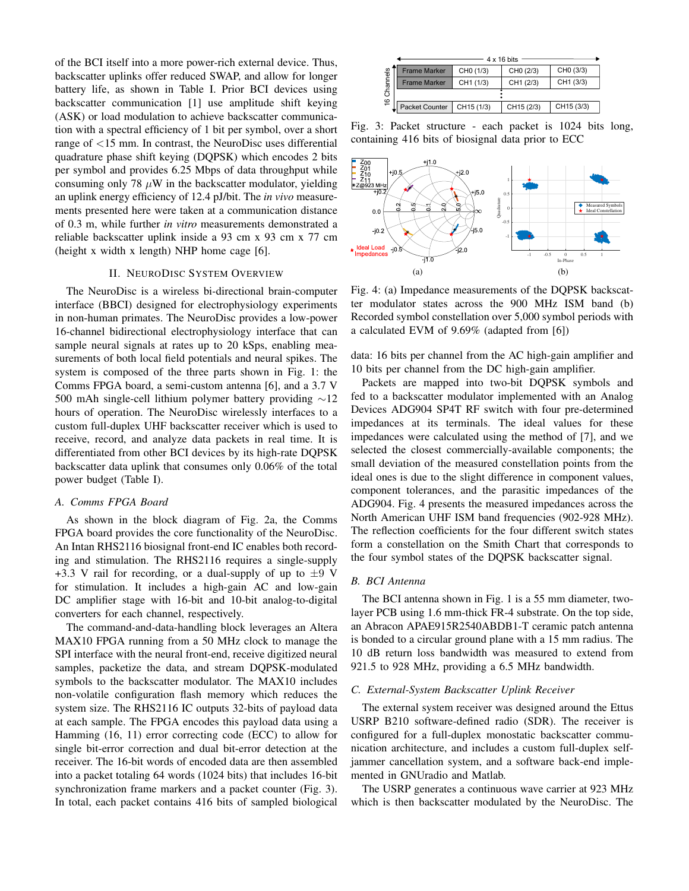of the BCI itself into a more power-rich external device. Thus, backscatter uplinks offer reduced SWAP, and allow for longer battery life, as shown in Table I. Prior BCI devices using backscatter communication [1] use amplitude shift keying (ASK) or load modulation to achieve backscatter communication with a spectral efficiency of 1 bit per symbol, over a short range of <15 mm. In contrast, the NeuroDisc uses differential quadrature phase shift keying (DQPSK) which encodes 2 bits per symbol and provides 6.25 Mbps of data throughput while consuming only 78 $\mu$W in the backscatter modulator, yielding an uplink energy efficiency of 12.4 pJ/bit. The *in vivo* measurements presented here were taken at a communication distance of 0.3 m, while further *in vitro* measurements demonstrated a reliable backscatter uplink inside a 93 cm x 93 cm x 77 cm (height x width x length) NHP home cage [6].

## II. NeuroDisc System Overview

The NeuroDisc is a wireless bi-directional brain-computer interface (BBCI) designed for electrophysiology experiments in non-human primates. The NeuroDisc provides a low-power 16-channel bidirectional electrophysiology interface that can sample neural signals at rates up to 20 kSps, enabling measurements of both local field potentials and neural spikes. The system is composed of the three parts shown in Fig. 1: the Comms FPGA board, a semi-custom antenna [6], and a 3.7 V 500 mAh single-cell lithium polymer battery providing ∼12 hours of operation. The NeuroDisc wirelessly interfaces to a custom full-duplex UHF backscatter receiver which is used to receive, record, and analyze data packets in real time. It is differentiated from other BCI devices by its high-rate DQPSK backscatter data uplink that consumes only 0.06% of the total power budget (Table I).

### A. Comms FPGA Board

As shown in the block diagram of Fig. 2a, the Comms FPGA board provides the core functionality of the NeuroDisc. An Intan RHS2116 biosignal front-end IC enables both recording and stimulation. The RHS2116 requires a single-supply +3.3 V rail for recording, or a dual-supply of up to ±9 V for stimulation. It includes a high-gain AC and low-gain DC amplifier stage with 16-bit and 10-bit analog-to-digital converters for each channel, respectively.

The command-and-data-handling block leverages an Altera MAX10 FPGA running from a 50 MHz clock to manage the SPI interface with the neural front-end, receive digitized neural samples, packetize the data, and stream DQPSK-modulated symbols to the backscatter modulator. The MAX10 includes non-volatile configuration flash memory which reduces the system size. The RHS2116 IC outputs 32-bits of payload data at each sample. The FPGA encodes this payload data using a Hamming (16, 11) error correcting code (ECC) to allow for single bit-error correction and dual bit-error detection at the receiver. The 16-bit words of encoded data are then assembled into a packet totaling 64 words (1024 bits) that includes 16-bit synchronization frame markers and a packet counter (Fig. 3). In total, each packet contains 416 bits of sampled biological data: 16 bits per channel from the AC high-gain amplifier and 10 bits per channel from the DC high-gain amplifier.

| 4 x 16 bits | | | |
|---|---|---|---|
| Frame Marker | CH0 (1/3) | CH0 (2/3) | CH0 (3/3) |
| Frame Marker | CH1 (1/3) | CH1 (2/3) | CH1 (3/3) |
| ⋮ | | | |
| Packet Counter | CH15 (1/3) | CH15 (2/3) | CH15 (3/3) |

Fig. 3: Packet structure - each packet is 1024 bits long, containing 416 bits of biosignal data prior to ECC

Fig. 4: (a) Impedance measurements of the DQPSK backscatter modulator states across the 900 MHz ISM band (b) Recorded symbol constellation over 5,000 symbol periods with a calculated EVM of 9.69% (adapted from [6])

Packets are mapped into two-bit DQPSK symbols and fed to a backscatter modulator implemented with an Analog Devices ADG904 SP4T RF switch with four pre-determined impedances at its terminals. The ideal values for these impedances were calculated using the method of [7], and we selected the closest commercially-available components; the small deviation of the measured constellation points from the ideal ones is due to the slight difference in component values, component tolerances, and the parasitic impedances of the ADG904. Fig. 4 presents the measured impedances across the North American UHF ISM band frequencies (902-928 MHz). The reflection coefficients for the four different switch states form a constellation on the Smith Chart that corresponds to the four symbol states of the DQPSK backscatter signal.

### B. BCI Antenna

The BCI antenna shown in Fig. 1 is a 55 mm diameter, two-layer PCB using 1.6 mm-thick FR-4 substrate. On the top side, an Abracon APAE915R2540ABDB1-T ceramic patch antenna is bonded to a circular ground plane with a 15 mm radius. The 10 dB return loss bandwidth was measured to extend from 921.5 to 928 MHz, providing a 6.5 MHz bandwidth.

### C. External-System Backscatter Uplink Receiver

The external system receiver was designed around the Ettus USRP B210 software-defined radio (SDR). The receiver is configured for a full-duplex monostatic backscatter communication architecture, and includes a custom full-duplex self-jammer cancellation system, and a software back-end implemented in GNUradio and Matlab.

The USRP generates a continuous wave carrier at 923 MHz which is then backscatter modulated by the NeuroDisc. The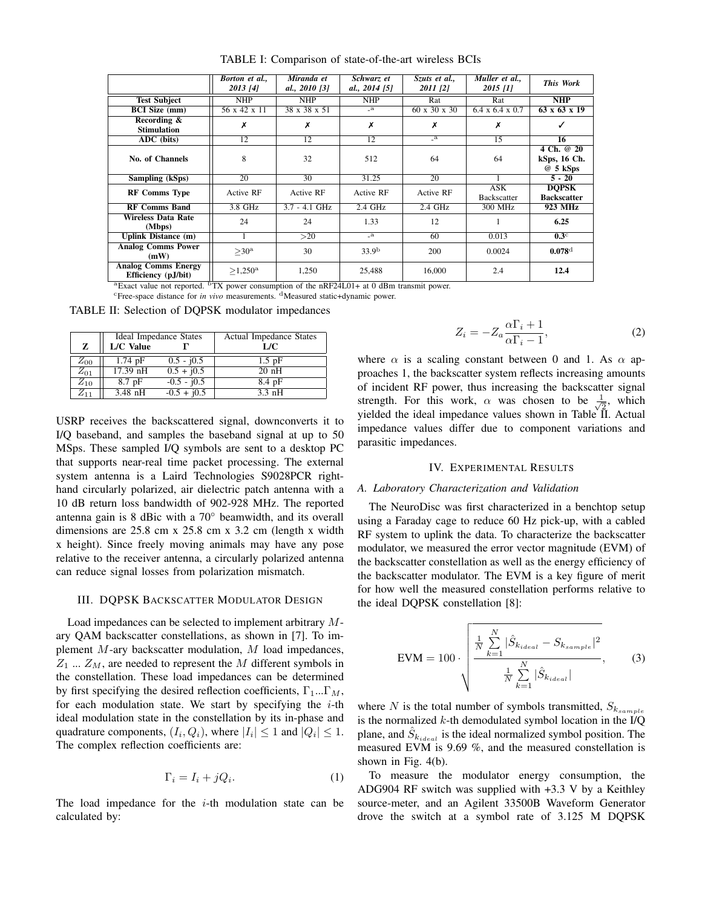TABLE I: Comparison of state-of-the-art wireless BCIs

| | *Borton et al., 2013 [4]* | *Miranda et al., 2010 [3]* | *Schwarz et al., 2014 [5]* | *Szuts et al., 2011 [2]* | *Muller et al., 2015 [1]* | ***This Work*** |
|---|---|---|---|---|---|---|
| **Test Subject** | NHP | NHP | NHP | Rat | Rat | **NHP** |
| **BCI Size (mm)** | 56 x 42 x 11 | 38 x 38 x 51 | -[a] | 60 x 30 x 30 | 6.4 x 6.4 x 0.7 | **63 x 63 x 19** |
| **Recording & Stimulation** | ✗ | ✗ | ✗ | ✗ | ✗ | ✓ |
| **ADC (bits)** | 12 | 12 | 12 | -[a] | 15 | **16** |
| **No. of Channels** | 8 | 32 | 512 | 64 | 64 | **4 Ch. @ 20 kSps, 16 Ch. @ 5 kSps** |
| **Sampling (kSps)** | 20 | 30 | 31.25 | 20 | 1 | **5 - 20** |
| **RF Comms Type** | Active RF | Active RF | Active RF | Active RF | ASK Backscatter | **DQPSK Backscatter** |
| **RF Comms Band** | 3.8 GHz | 3.7 - 4.1 GHz | 2.4 GHz | 2.4 GHz | 300 MHz | **923 MHz** |
| **Wireless Data Rate (Mbps)** | 24 | 24 | 1.33 | 12 | 1 | **6.25** |
| **Uplink Distance (m)** | 1 | >20 | -[a] | 60 | 0.013 | **0.3**[c] |
| **Analog Comms Power (mW)** | ≥30[a] | 30 | 33.9[b] | 200 | 0.0024 | **0.078**[d] |
| **Analog Comms Energy Efficiency (pJ/bit)** | ≥1,250[a] | 1,250 | 25,488 | 16,000 | 2.4 | **12.4** |

[a]Exact value not reported. [b]TX power consumption of the nRF24L01+ at 0 dBm transmit power.
[c]Free-space distance for *in vivo* measurements. [d]Measured static+dynamic power.

TABLE II: Selection of DQPSK modulator impedances

| Z | Ideal Impedance States L/C Value | Γ | Actual Impedance States L/C |
|---|---|---|---|
| $Z_{00}$ | 1.74 pF | 0.5 - j0.5 | 1.5 pF |
| $Z_{01}$ | 17.39 nH | 0.5 + j0.5 | 20 nH |
| $Z_{10}$ | 8.7 pF | -0.5 - j0.5 | 8.4 pF |
| $Z_{11}$ | 3.48 nH | -0.5 + j0.5 | 3.3 nH |

USRP receives the backscattered signal, downconverts it to I/Q baseband, and samples the baseband signal at up to 50 MSps. These sampled I/Q symbols are sent to a desktop PC that supports near-real time packet processing. The external system antenna is a Laird Technologies S9028PCR right-hand circularly polarized, air dielectric patch antenna with a 10 dB return loss bandwidth of 902-928 MHz. The reported antenna gain is 8 dBic with a 70° beamwidth, and its overall dimensions are 25.8 cm x 25.8 cm x 3.2 cm (length x width x height). Since freely moving animals may have any pose relative to the receiver antenna, a circularly polarized antenna can reduce signal losses from polarization mismatch.

## III. DQPSK Backscatter Modulator Design

Load impedances can be selected to implement arbitrary $M$-ary QAM backscatter constellations, as shown in [7]. To implement $M$-ary backscatter modulation, $M$ load impedances, $Z_1$ ... $Z_M$, are needed to represent the $M$ different symbols in the constellation. These load impedances can be determined by first specifying the desired reflection coefficients, $\Gamma_1 ... \Gamma_M$, for each modulation state. We start by specifying the $i$-th ideal modulation state in the constellation by its in-phase and quadrature components, $(I_i, Q_i)$, where $|I_i| \leq 1$ and $|Q_i| \leq 1$. The complex reflection coefficients are:

$$\Gamma_i = I_i + jQ_i. \tag{1}$$

The load impedance for the $i$-th modulation state can be calculated by:

$$Z_i = -Z_a \frac{\alpha \Gamma_i + 1}{\alpha \Gamma_i - 1}, \tag{2}$$

where $\alpha$ is a scaling constant between 0 and 1. As $\alpha$ approaches 1, the backscatter system reflects increasing amounts of incident RF power, thus increasing the backscatter signal strength. For this work, $\alpha$ was chosen to be $\frac{1}{\sqrt{2}}$, which yielded the ideal impedance values shown in Table II. Actual impedance values differ due to component variations and parasitic impedances.

## IV. Experimental Results

### *A. Laboratory Characterization and Validation*

The NeuroDisc was first characterized in a benchtop setup using a Faraday cage to reduce 60 Hz pick-up, with a cabled RF system to uplink the data. To characterize the backscatter modulator, we measured the error vector magnitude (EVM) of the backscatter constellation as well as the energy efficiency of the backscatter modulator. The EVM is a key figure of merit for how well the measured constellation performs relative to the ideal DQPSK constellation [8]:

$$\text{EVM} = 100 \cdot \sqrt{\frac{\frac{1}{N}\sum_{k=1}^{N} |\hat{S}_{k_{ideal}} - S_{k_{sample}}|^2}{\frac{1}{N}\sum_{k=1}^{N} |\hat{S}_{k_{ideal}}|}}, \tag{3}$$

where $N$ is the total number of symbols transmitted, $S_{k_{sample}}$ is the normalized $k$-th demodulated symbol location in the I/Q plane, and $\hat{S}_{k_{ideal}}$ is the ideal normalized symbol position. The measured EVM is 9.69 %, and the measured constellation is shown in Fig. 4(b).

To measure the modulator energy consumption, the ADG904 RF switch was supplied with +3.3 V by a Keithley source-meter, and an Agilent 33500B Waveform Generator drove the switch at a symbol rate of 3.125 M DQPSK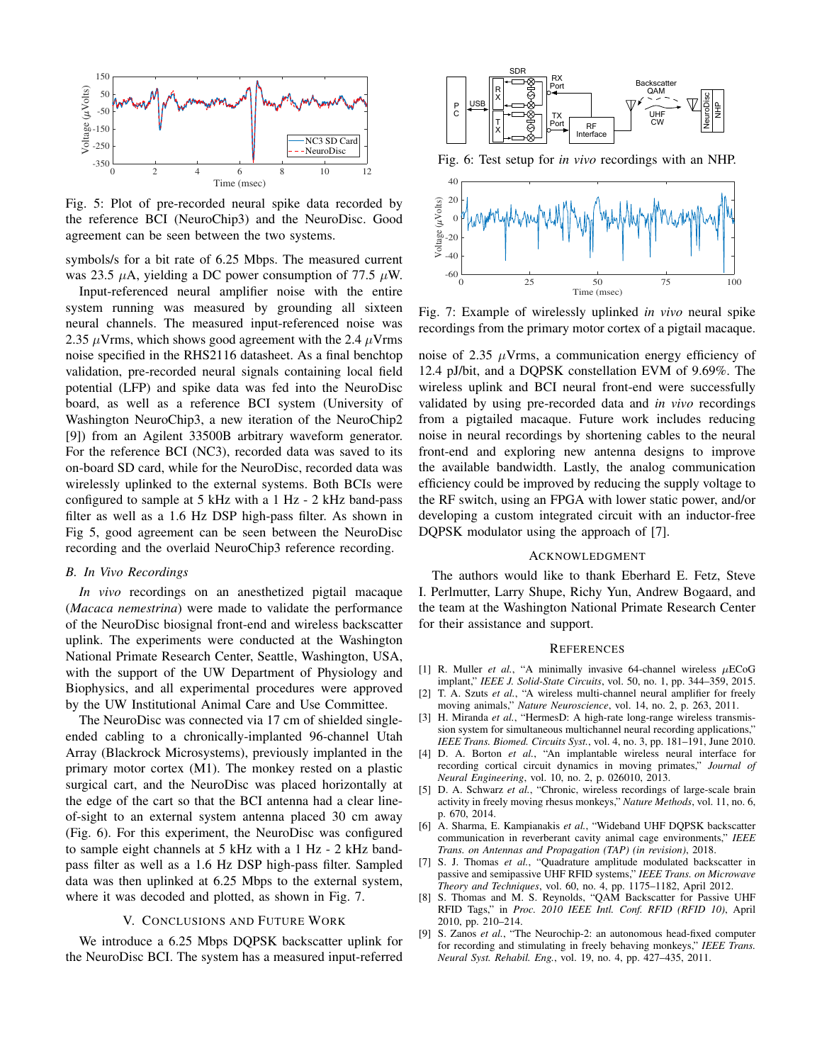150
50
-50
-150
-250
-350
Voltage ($\mu$Volts)
0 2 4 6 8 10 12
Time (msec)
NC3 SD Card
NeuroDisc

Fig. 5: Plot of pre-recorded neural spike data recorded by the reference BCI (NeuroChip3) and the NeuroDisc. Good agreement can be seen between the two systems.

symbols/s for a bit rate of 6.25 Mbps. The measured current was 23.5 $\mu$A, yielding a DC power consumption of 77.5 $\mu$W.

Input-referenced neural amplifier noise with the entire system running was measured by grounding all sixteen neural channels. The measured input-referenced noise was 2.35 $\mu$Vrms, which shows good agreement with the 2.4 $\mu$Vrms noise specified in the RHS2116 datasheet. As a final benchtop validation, pre-recorded neural signals containing local field potential (LFP) and spike data was fed into the NeuroDisc board, as well as a reference BCI system (University of Washington NeuroChip3, a new iteration of the NeuroChip2 [9]) from an Agilent 33500B arbitrary waveform generator. For the reference BCI (NC3), recorded data was saved to its on-board SD card, while for the NeuroDisc, recorded data was wirelessly uplinked to the external systems. Both BCIs were configured to sample at 5 kHz with a 1 Hz - 2 kHz band-pass filter as well as a 1.6 Hz DSP high-pass filter. As shown in Fig 5, good agreement can be seen between the NeuroDisc recording and the overlaid NeuroChip3 reference recording.

### B. In Vivo Recordings

*In vivo* recordings on an anesthetized pigtail macaque (*Macaca nemestrina*) were made to validate the performance of the NeuroDisc biosignal front-end and wireless backscatter uplink. The experiments were conducted at the Washington National Primate Research Center, Seattle, Washington, USA, with the support of the UW Department of Physiology and Biophysics, and all experimental procedures were approved by the UW Institutional Animal Care and Use Committee.

The NeuroDisc was connected via 17 cm of shielded single-ended cabling to a chronically-implanted 96-channel Utah Array (Blackrock Microsystems), previously implanted in the primary motor cortex (M1). The monkey rested on a plastic surgical cart, and the NeuroDisc was placed horizontally at the edge of the cart so that the BCI antenna had a clear line-of-sight to an external system antenna placed 30 cm away (Fig. 6). For this experiment, the NeuroDisc was configured to sample eight channels at 5 kHz with a 1 Hz - 2 kHz band-pass filter as well as a 1.6 Hz DSP high-pass filter. Sampled data was then uplinked at 6.25 Mbps to the external system, where it was decoded and plotted, as shown in Fig. 7.

## V. Conclusions and Future Work

We introduce a 6.25 Mbps DQPSK backscatter uplink for the NeuroDisc BCI. The system has a measured input-referred noise of 2.35 $\mu$Vrms, a communication energy efficiency of 12.4 pJ/bit, and a DQPSK constellation EVM of 9.69%. The wireless uplink and BCI neural front-end were successfully validated by using pre-recorded data and *in vivo* recordings from a pigtailed macaque. Future work includes reducing noise in neural recordings by shortening cables to the neural front-end and exploring new antenna designs to improve the available bandwidth. Lastly, the analog communication efficiency could be improved by reducing the supply voltage to the RF switch, using an FPGA with lower static power, and/or developing a custom integrated circuit with an inductor-free DQPSK modulator using the approach of [7].

PC
USB
SDR
RX
TX
RX Port
TX Port
RF Interface
Backscatter QAM
UHF CW
NeuroDisc
NHP

Fig. 6: Test setup for *in vivo* recordings with an NHP.

40
20
0
-20
-40
-60
Voltage ($\mu$Volts)
0 25 50 75 100
Time (msec)

Fig. 7: Example of wirelessly uplinked *in vivo* neural spike recordings from the primary motor cortex of a pigtail macaque.

## Acknowledgment

The authors would like to thank Eberhard E. Fetz, Steve I. Perlmutter, Larry Shupe, Richy Yun, Andrew Bogaard, and the team at the Washington National Primate Research Center for their assistance and support.

## References

[1] R. Muller *et al.*, "A minimally invasive 64-channel wireless $\mu$ECoG implant," *IEEE J. Solid-State Circuits*, vol. 50, no. 1, pp. 344–359, 2015.

[2] T. A. Szuts *et al.*, "A wireless multi-channel neural amplifier for freely moving animals," *Nature Neuroscience*, vol. 14, no. 2, p. 263, 2011.

[3] H. Miranda *et al.*, "HermesD: A high-rate long-range wireless transmission system for simultaneous multichannel neural recording applications," *IEEE Trans. Biomed. Circuits Syst.*, vol. 4, no. 3, pp. 181–191, June 2010.

[4] D. A. Borton *et al.*, "An implantable wireless neural interface for recording cortical circuit dynamics in moving primates," *Journal of Neural Engineering*, vol. 10, no. 2, p. 026010, 2013.

[5] D. A. Schwarz *et al.*, "Chronic, wireless recordings of large-scale brain activity in freely moving rhesus monkeys," *Nature Methods*, vol. 11, no. 6, p. 670, 2014.

[6] A. Sharma, E. Kampianakis *et al.*, "Wideband UHF DQPSK backscatter communication in reverberant cavity animal cage environments," *IEEE Trans. on Antennas and Propagation (TAP) (in revision)*, 2018.

[7] S. J. Thomas *et al.*, "Quadrature amplitude modulated backscatter in passive and semipassive UHF RFID systems," *IEEE Trans. on Microwave Theory and Techniques*, vol. 60, no. 4, pp. 1175–1182, April 2012.

[8] S. Thomas and M. S. Reynolds, "QAM Backscatter for Passive UHF RFID Tags," in *Proc. 2010 IEEE Intl. Conf. RFID (RFID 10)*, April 2010, pp. 210–214.

[9] S. Zanos *et al.*, "The Neurochip-2: an autonomous head-fixed computer for recording and stimulating in freely behaving monkeys," *IEEE Trans. Neural Syst. Rehabil. Eng.*, vol. 19, no. 4, pp. 427–435, 2011.